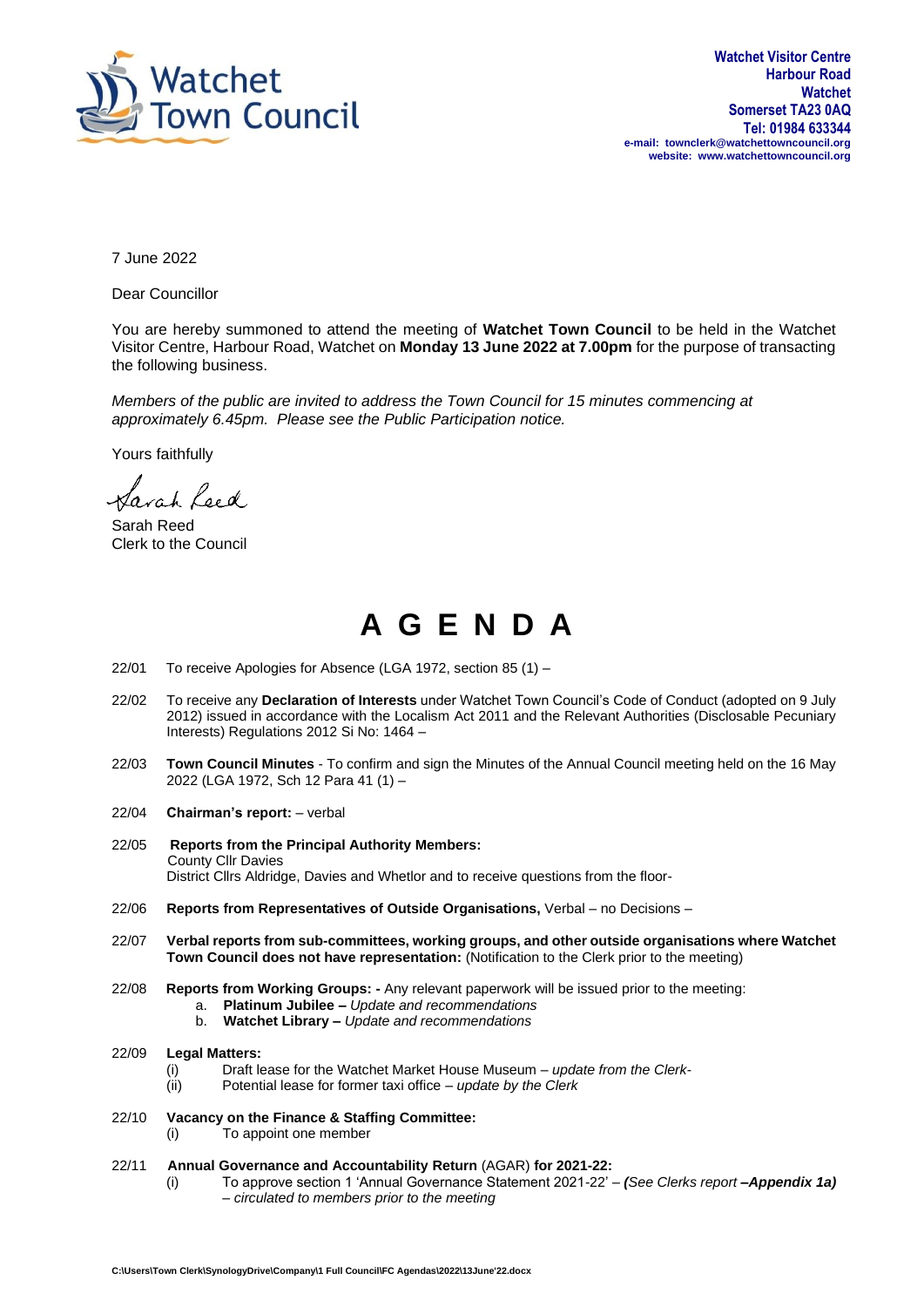**Watchet Visitor Centre**
**Harbour Road**
**Watchet**
**Somerset TA23 0AQ**
**Tel: 01984 633344**
**e-mail: townclerk@watchettowncouncil.org**
**website: www.watchettowncouncil.org**

Watchet Town Council

7 June 2022

Dear Councillor

You are hereby summoned to attend the meeting of **Watchet Town Council** to be held in the Watchet Visitor Centre, Harbour Road, Watchet on **Monday 13 June 2022 at 7.00pm** for the purpose of transacting the following business.

*Members of the public are invited to address the Town Council for 15 minutes commencing at approximately 6.45pm. Please see the Public Participation notice.*

Yours faithfully

Sarah Reed

Sarah Reed
Clerk to the Council

# A G E N D A

22/01 To receive Apologies for Absence (LGA 1972, section 85 (1) –

22/02 To receive any **Declaration of Interests** under Watchet Town Council's Code of Conduct (adopted on 9 July 2012) issued in accordance with the Localism Act 2011 and the Relevant Authorities (Disclosable Pecuniary Interests) Regulations 2012 Si No: 1464 –

22/03 **Town Council Minutes** - To confirm and sign the Minutes of the Annual Council meeting held on the 16 May 2022 (LGA 1972, Sch 12 Para 41 (1) –

22/04 **Chairman's report:** – verbal

22/05 **Reports from the Principal Authority Members:**
County Cllr Davies
District Cllrs Aldridge, Davies and Whetlor and to receive questions from the floor-

22/06 **Reports from Representatives of Outside Organisations,** Verbal – no Decisions –

22/07 **Verbal reports from sub-committees, working groups, and other outside organisations where Watchet Town Council does not have representation:** (Notification to the Clerk prior to the meeting)

22/08 **Reports from Working Groups: -** Any relevant paperwork will be issued prior to the meeting:
a. **Platinum Jubilee –** *Update and recommendations*
b. **Watchet Library –** *Update and recommendations*

22/09 **Legal Matters:**
(i) Draft lease for the Watchet Market House Museum – *update from the Clerk-*
(ii) Potential lease for former taxi office – *update by the Clerk*

22/10 **Vacancy on the Finance & Staffing Committee:**
(i) To appoint one member

22/11 **Annual Governance and Accountability Return** (AGAR) **for 2021-22:**
(i) To approve section 1 'Annual Governance Statement 2021-22' – ***(****See Clerks report* ***–Appendix 1a)*** *– circulated to members prior to the meeting*

C:\Users\Town Clerk\SynologyDrive\Company\1 Full Council\FC Agendas\2022\13June'22.docx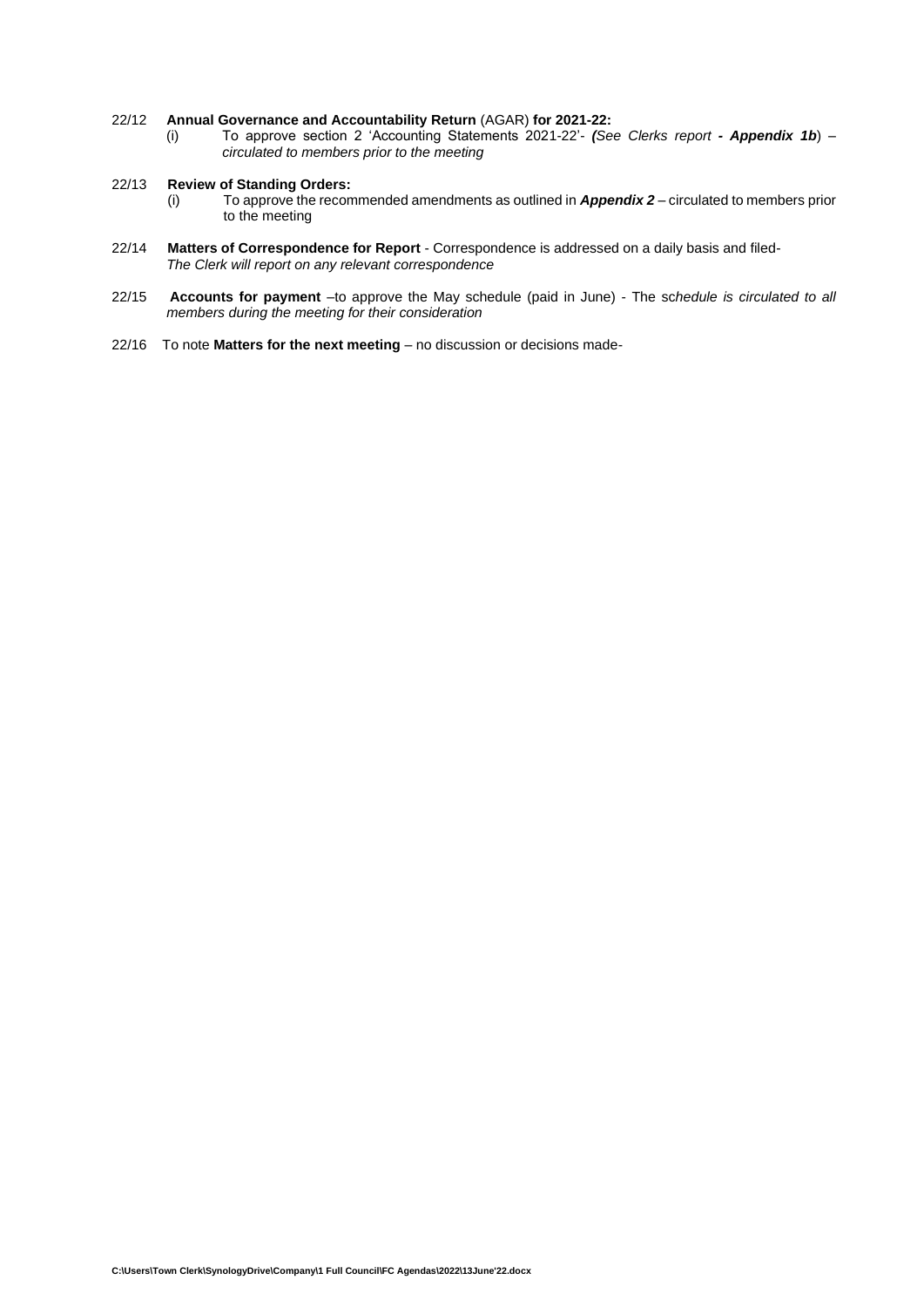22/12 **Annual Governance and Accountability Return** (AGAR) **for 2021-22:**

(i) To approve section 2 'Accounting Statements 2021-22'- ***(****See Clerks report* ***- Appendix 1b****)* – *circulated to members prior to the meeting*

22/13 **Review of Standing Orders:**

(i) To approve the recommended amendments as outlined in ***Appendix 2*** – circulated to members prior to the meeting

22/14 **Matters of Correspondence for Report** - Correspondence is addressed on a daily basis and filed- *The Clerk will report on any relevant correspondence*

22/15 **Accounts for payment** –to approve the May schedule (paid in June) - The sc*hedule is circulated to all members during the meeting for their consideration*

22/16 To note **Matters for the next meeting** – no discussion or decisions made-

**C:\Users\Town Clerk\SynologyDrive\Company\1 Full Council\FC Agendas\2022\13June'22.docx**